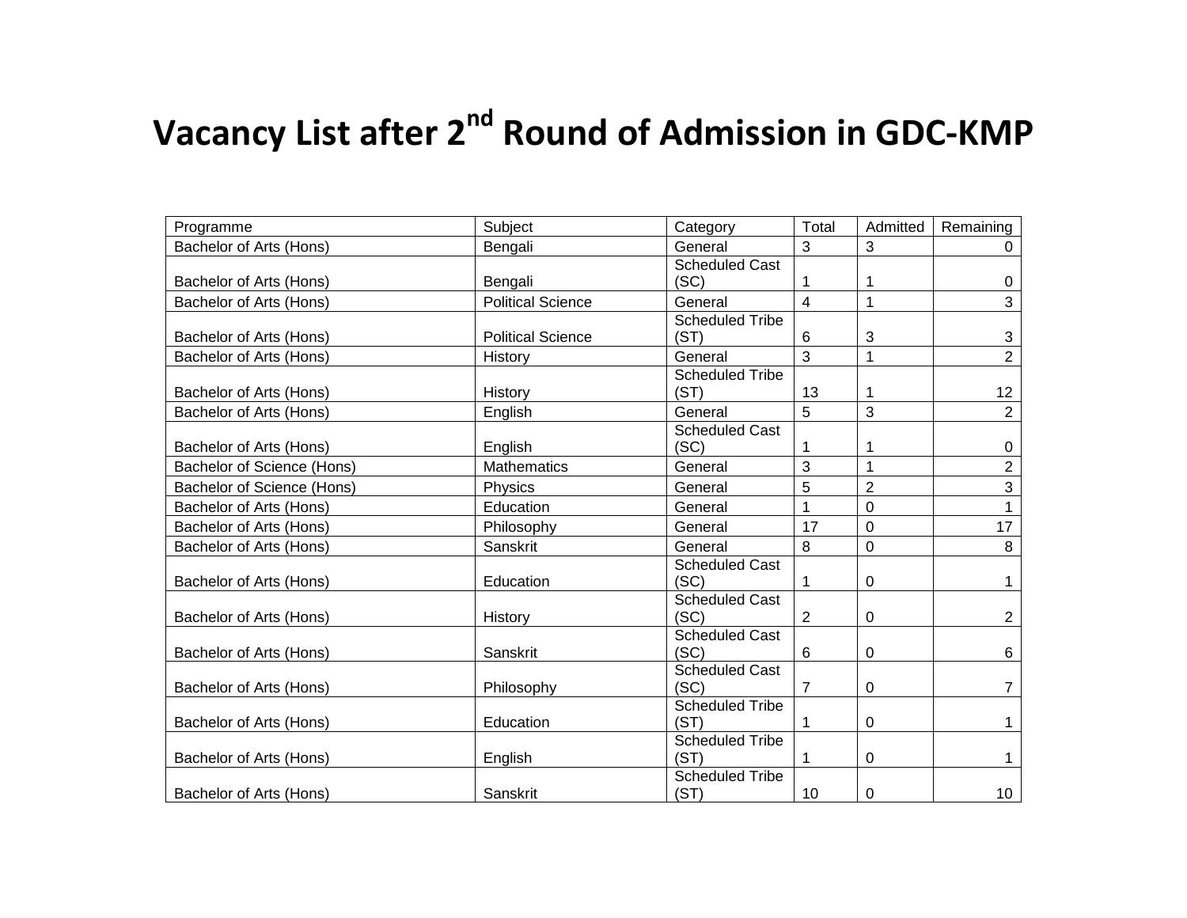# Vacancy List after 2nd Round of Admission in GDC-KMP

| Programme | Subject | Category | Total | Admitted | Remaining |
|---|---|---|---|---|---|
| Bachelor of Arts (Hons) | Bengali | General | 3 | 3 | 0 |
| Bachelor of Arts (Hons) | Bengali | Scheduled Cast (SC) | 1 | 1 | 0 |
| Bachelor of Arts (Hons) | Political Science | General | 4 | 1 | 3 |
| Bachelor of Arts (Hons) | Political Science | Scheduled Tribe (ST) | 6 | 3 | 3 |
| Bachelor of Arts (Hons) | History | General | 3 | 1 | 2 |
| Bachelor of Arts (Hons) | History | Scheduled Tribe (ST) | 13 | 1 | 12 |
| Bachelor of Arts (Hons) | English | General | 5 | 3 | 2 |
| Bachelor of Arts (Hons) | English | Scheduled Cast (SC) | 1 | 1 | 0 |
| Bachelor of Science (Hons) | Mathematics | General | 3 | 1 | 2 |
| Bachelor of Science (Hons) | Physics | General | 5 | 2 | 3 |
| Bachelor of Arts (Hons) | Education | General | 1 | 0 | 1 |
| Bachelor of Arts (Hons) | Philosophy | General | 17 | 0 | 17 |
| Bachelor of Arts (Hons) | Sanskrit | General | 8 | 0 | 8 |
| Bachelor of Arts (Hons) | Education | Scheduled Cast (SC) | 1 | 0 | 1 |
| Bachelor of Arts (Hons) | History | Scheduled Cast (SC) | 2 | 0 | 2 |
| Bachelor of Arts (Hons) | Sanskrit | Scheduled Cast (SC) | 6 | 0 | 6 |
| Bachelor of Arts (Hons) | Philosophy | Scheduled Cast (SC) | 7 | 0 | 7 |
| Bachelor of Arts (Hons) | Education | Scheduled Tribe (ST) | 1 | 0 | 1 |
| Bachelor of Arts (Hons) | English | Scheduled Tribe (ST) | 1 | 0 | 1 |
| Bachelor of Arts (Hons) | Sanskrit | Scheduled Tribe (ST) | 10 | 0 | 10 |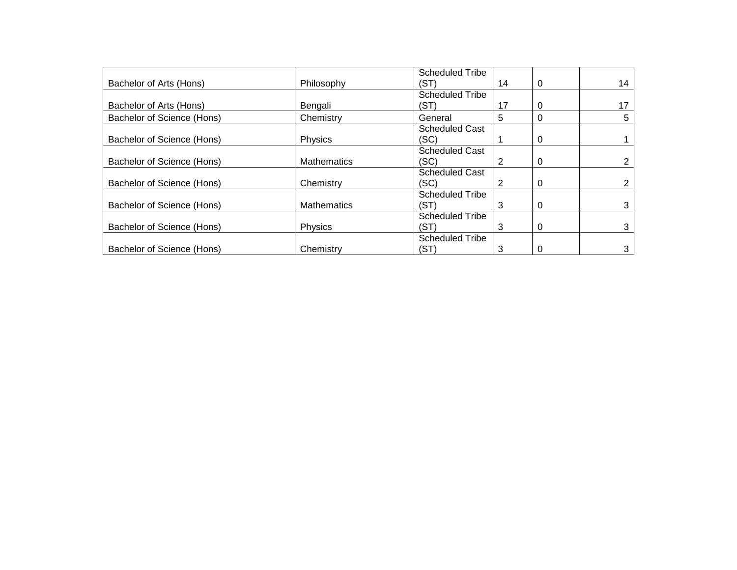| | | | | | |
|---|---|---|---|---|---|
| Bachelor of Arts (Hons) | Philosophy | Scheduled Tribe (ST) | 14 | 0 | 14 |
| Bachelor of Arts (Hons) | Bengali | Scheduled Tribe (ST) | 17 | 0 | 17 |
| Bachelor of Science (Hons) | Chemistry | General | 5 | 0 | 5 |
| Bachelor of Science (Hons) | Physics | Scheduled Cast (SC) | 1 | 0 | 1 |
| Bachelor of Science (Hons) | Mathematics | Scheduled Cast (SC) | 2 | 0 | 2 |
| Bachelor of Science (Hons) | Chemistry | Scheduled Cast (SC) | 2 | 0 | 2 |
| Bachelor of Science (Hons) | Mathematics | Scheduled Tribe (ST) | 3 | 0 | 3 |
| Bachelor of Science (Hons) | Physics | Scheduled Tribe (ST) | 3 | 0 | 3 |
| Bachelor of Science (Hons) | Chemistry | Scheduled Tribe (ST) | 3 | 0 | 3 |